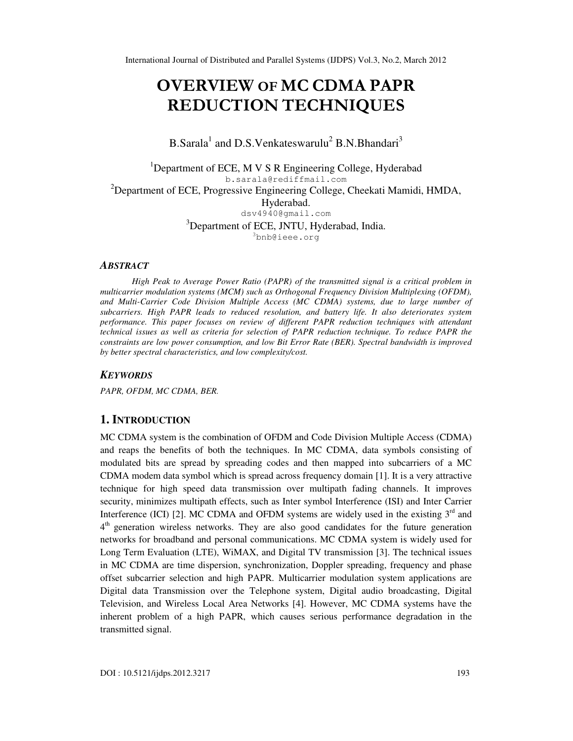# OVERVIEW OF MC CDMA PAPR REDUCTION TECHNIQUES

B.Sarala[1] and D.S.Venkateswarulu[2] B.N.Bhandari[3]

[1]Department of ECE, M V S R Engineering College, Hyderabad
b.sarala@rediffmail.com

[2]Department of ECE, Progressive Engineering College, Cheekati Mamidi, HMDA, Hyderabad.
dsv4940@gmail.com

[3]Department of ECE, JNTU, Hyderabad, India.
[3]bnb@ieee.org

### *ABSTRACT*

*High Peak to Average Power Ratio (PAPR) of the transmitted signal is a critical problem in multicarrier modulation systems (MCM) such as Orthogonal Frequency Division Multiplexing (OFDM), and Multi-Carrier Code Division Multiple Access (MC CDMA) systems, due to large number of subcarriers. High PAPR leads to reduced resolution, and battery life. It also deteriorates system performance. This paper focuses on review of different PAPR reduction techniques with attendant technical issues as well as criteria for selection of PAPR reduction technique. To reduce PAPR the constraints are low power consumption, and low Bit Error Rate (BER). Spectral bandwidth is improved by better spectral characteristics, and low complexity/cost.*

### *KEYWORDS*

*PAPR, OFDM, MC CDMA, BER.*

## 1. INTRODUCTION

MC CDMA system is the combination of OFDM and Code Division Multiple Access (CDMA) and reaps the benefits of both the techniques. In MC CDMA, data symbols consisting of modulated bits are spread by spreading codes and then mapped into subcarriers of a MC CDMA modem data symbol which is spread across frequency domain [1]. It is a very attractive technique for high speed data transmission over multipath fading channels. It improves security, minimizes multipath effects, such as Inter symbol Interference (ISI) and Inter Carrier Interference (ICI) [2]. MC CDMA and OFDM systems are widely used in the existing 3rd and 4th generation wireless networks. They are also good candidates for the future generation networks for broadband and personal communications. MC CDMA system is widely used for Long Term Evaluation (LTE), WiMAX, and Digital TV transmission [3]. The technical issues in MC CDMA are time dispersion, synchronization, Doppler spreading, frequency and phase offset subcarrier selection and high PAPR. Multicarrier modulation system applications are Digital data Transmission over the Telephone system, Digital audio broadcasting, Digital Television, and Wireless Local Area Networks [4]. However, MC CDMA systems have the inherent problem of a high PAPR, which causes serious performance degradation in the transmitted signal.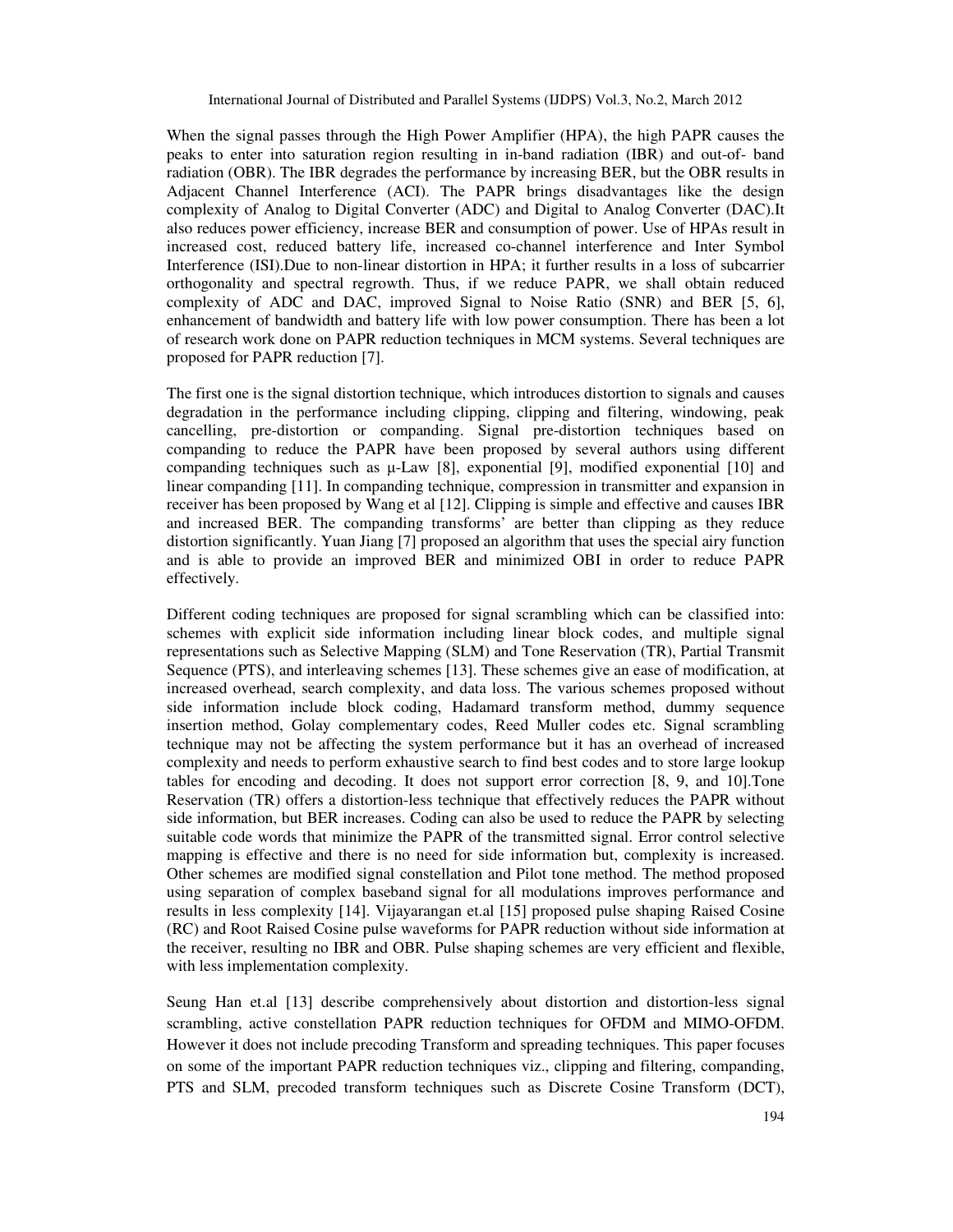When the signal passes through the High Power Amplifier (HPA), the high PAPR causes the peaks to enter into saturation region resulting in in-band radiation (IBR) and out-of- band radiation (OBR). The IBR degrades the performance by increasing BER, but the OBR results in Adjacent Channel Interference (ACI). The PAPR brings disadvantages like the design complexity of Analog to Digital Converter (ADC) and Digital to Analog Converter (DAC).It also reduces power efficiency, increase BER and consumption of power. Use of HPAs result in increased cost, reduced battery life, increased co-channel interference and Inter Symbol Interference (ISI).Due to non-linear distortion in HPA; it further results in a loss of subcarrier orthogonality and spectral regrowth. Thus, if we reduce PAPR, we shall obtain reduced complexity of ADC and DAC, improved Signal to Noise Ratio (SNR) and BER [5, 6], enhancement of bandwidth and battery life with low power consumption. There has been a lot of research work done on PAPR reduction techniques in MCM systems. Several techniques are proposed for PAPR reduction [7].

The first one is the signal distortion technique, which introduces distortion to signals and causes degradation in the performance including clipping, clipping and filtering, windowing, peak cancelling, pre-distortion or companding. Signal pre-distortion techniques based on companding to reduce the PAPR have been proposed by several authors using different companding techniques such as μ-Law [8], exponential [9], modified exponential [10] and linear companding [11]. In companding technique, compression in transmitter and expansion in receiver has been proposed by Wang et al [12]. Clipping is simple and effective and causes IBR and increased BER. The companding transforms' are better than clipping as they reduce distortion significantly. Yuan Jiang [7] proposed an algorithm that uses the special airy function and is able to provide an improved BER and minimized OBI in order to reduce PAPR effectively.

Different coding techniques are proposed for signal scrambling which can be classified into: schemes with explicit side information including linear block codes, and multiple signal representations such as Selective Mapping (SLM) and Tone Reservation (TR), Partial Transmit Sequence (PTS), and interleaving schemes [13]. These schemes give an ease of modification, at increased overhead, search complexity, and data loss. The various schemes proposed without side information include block coding, Hadamard transform method, dummy sequence insertion method, Golay complementary codes, Reed Muller codes etc. Signal scrambling technique may not be affecting the system performance but it has an overhead of increased complexity and needs to perform exhaustive search to find best codes and to store large lookup tables for encoding and decoding. It does not support error correction [8, 9, and 10].Tone Reservation (TR) offers a distortion-less technique that effectively reduces the PAPR without side information, but BER increases. Coding can also be used to reduce the PAPR by selecting suitable code words that minimize the PAPR of the transmitted signal. Error control selective mapping is effective and there is no need for side information but, complexity is increased. Other schemes are modified signal constellation and Pilot tone method. The method proposed using separation of complex baseband signal for all modulations improves performance and results in less complexity [14]. Vijayarangan et.al [15] proposed pulse shaping Raised Cosine (RC) and Root Raised Cosine pulse waveforms for PAPR reduction without side information at the receiver, resulting no IBR and OBR. Pulse shaping schemes are very efficient and flexible, with less implementation complexity.

Seung Han et.al [13] describe comprehensively about distortion and distortion-less signal scrambling, active constellation PAPR reduction techniques for OFDM and MIMO-OFDM. However it does not include precoding Transform and spreading techniques. This paper focuses on some of the important PAPR reduction techniques viz., clipping and filtering, companding, PTS and SLM, precoded transform techniques such as Discrete Cosine Transform (DCT),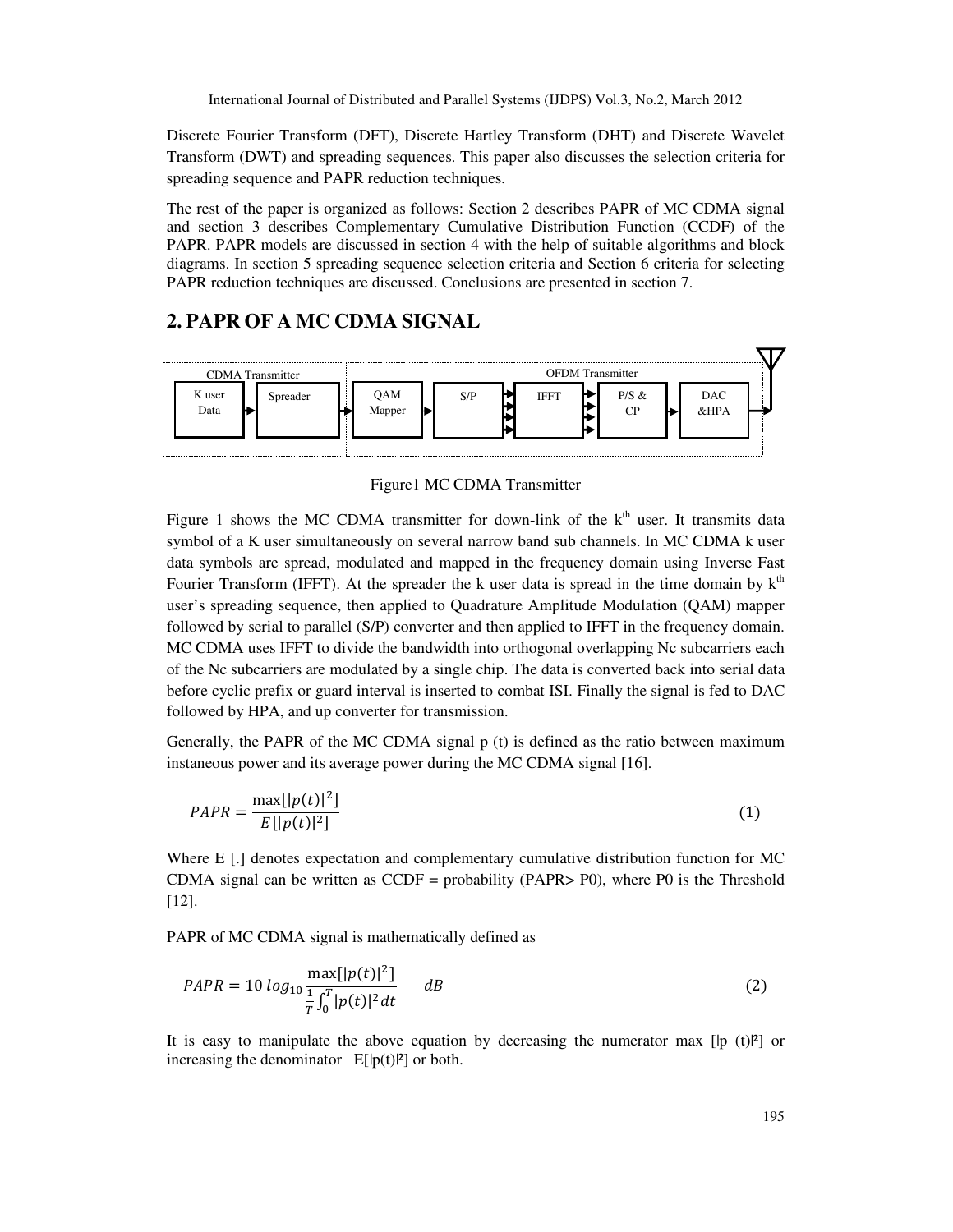Discrete Fourier Transform (DFT), Discrete Hartley Transform (DHT) and Discrete Wavelet Transform (DWT) and spreading sequences. This paper also discusses the selection criteria for spreading sequence and PAPR reduction techniques.

The rest of the paper is organized as follows: Section 2 describes PAPR of MC CDMA signal and section 3 describes Complementary Cumulative Distribution Function (CCDF) of the PAPR. PAPR models are discussed in section 4 with the help of suitable algorithms and block diagrams. In section 5 spreading sequence selection criteria and Section 6 criteria for selecting PAPR reduction techniques are discussed. Conclusions are presented in section 7.

# 2. PAPR OF A MC CDMA SIGNAL

CDMA Transmitter

K user Data

Spreader

OFDM Transmitter

QAM Mapper

S/P

IFFT

P/S & CP

DAC &HPA

Figure1 MC CDMA Transmitter

Figure 1 shows the MC CDMA transmitter for down-link of the $k^{th}$ user. It transmits data symbol of a K user simultaneously on several narrow band sub channels. In MC CDMA k user data symbols are spread, modulated and mapped in the frequency domain using Inverse Fast Fourier Transform (IFFT). At the spreader the k user data is spread in the time domain by $k^{th}$ user's spreading sequence, then applied to Quadrature Amplitude Modulation (QAM) mapper followed by serial to parallel (S/P) converter and then applied to IFFT in the frequency domain. MC CDMA uses IFFT to divide the bandwidth into orthogonal overlapping Nc subcarriers each of the Nc subcarriers are modulated by a single chip. The data is converted back into serial data before cyclic prefix or guard interval is inserted to combat ISI. Finally the signal is fed to DAC followed by HPA, and up converter for transmission.

Generally, the PAPR of the MC CDMA signal p (t) is defined as the ratio between maximum instaneous power and its average power during the MC CDMA signal [16].

$$PAPR = \frac{\max[|p(t)|^2]}{E[|p(t)|^2]} \tag{1}$$

Where E [.] denotes expectation and complementary cumulative distribution function for MC CDMA signal can be written as CCDF = probability (PAPR> P0), where P0 is the Threshold [12].

PAPR of MC CDMA signal is mathematically defined as

$$PAPR = 10\,log_{10} \frac{\max[|p(t)|^2]}{\frac{1}{T}\int_0^T |p(t)|^2 dt} \quad dB \tag{2}$$

It is easy to manipulate the above equation by decreasing the numerator max $[|p(t)|^2]$ or increasing the denominator $E[|p(t)|^2]$ or both.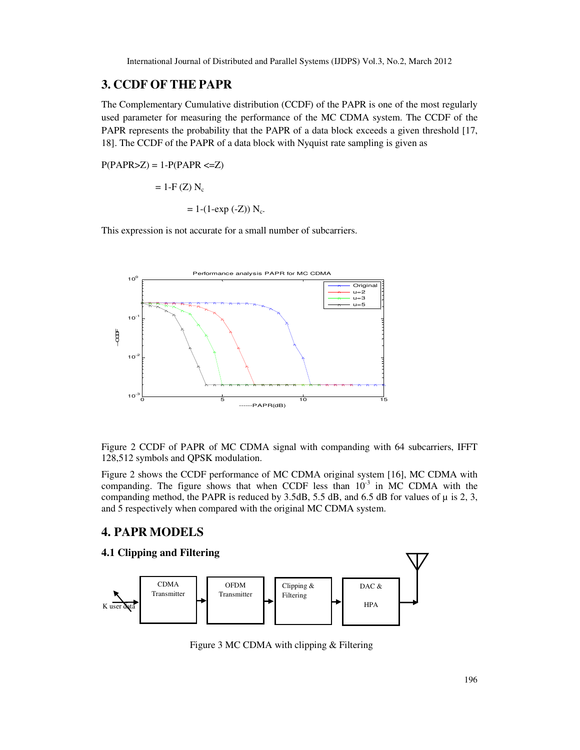## 3. CCDF OF THE PAPR

The Complementary Cumulative distribution (CCDF) of the PAPR is one of the most regularly used parameter for measuring the performance of the MC CDMA system. The CCDF of the PAPR represents the probability that the PAPR of a data block exceeds a given threshold [17, 18]. The CCDF of the PAPR of a data block with Nyquist rate sampling is given as

$$P(PAPR>Z) = 1-P(PAPR <=Z)$$

$$= 1-F (Z)\ N_c$$

$$= 1-(1-\exp(-Z))\ N_c.$$

This expression is not accurate for a small number of subcarriers.

Performance analysis PAPR for MC CDMA

Original
u=2
u=3
u=5

$10^0$
$10^{-1}$
$10^{-2}$
$10^{-3}$

--CCDF

0
5
10
15

------PAPR(dB)

Figure 2 CCDF of PAPR of MC CDMA signal with companding with 64 subcarriers, IFFT 128,512 symbols and QPSK modulation.

Figure 2 shows the CCDF performance of MC CDMA original system [16], MC CDMA with companding. The figure shows that when CCDF less than $10^{-3}$ in MC CDMA with the companding method, the PAPR is reduced by 3.5dB, 5.5 dB, and 6.5 dB for values of μ is 2, 3, and 5 respectively when compared with the original MC CDMA system.

## 4. PAPR MODELS

### 4.1 Clipping and Filtering

K user data

CDMA Transmitter

OFDM Transmitter

Clipping & Filtering

DAC & HPA

Figure 3 MC CDMA with clipping & Filtering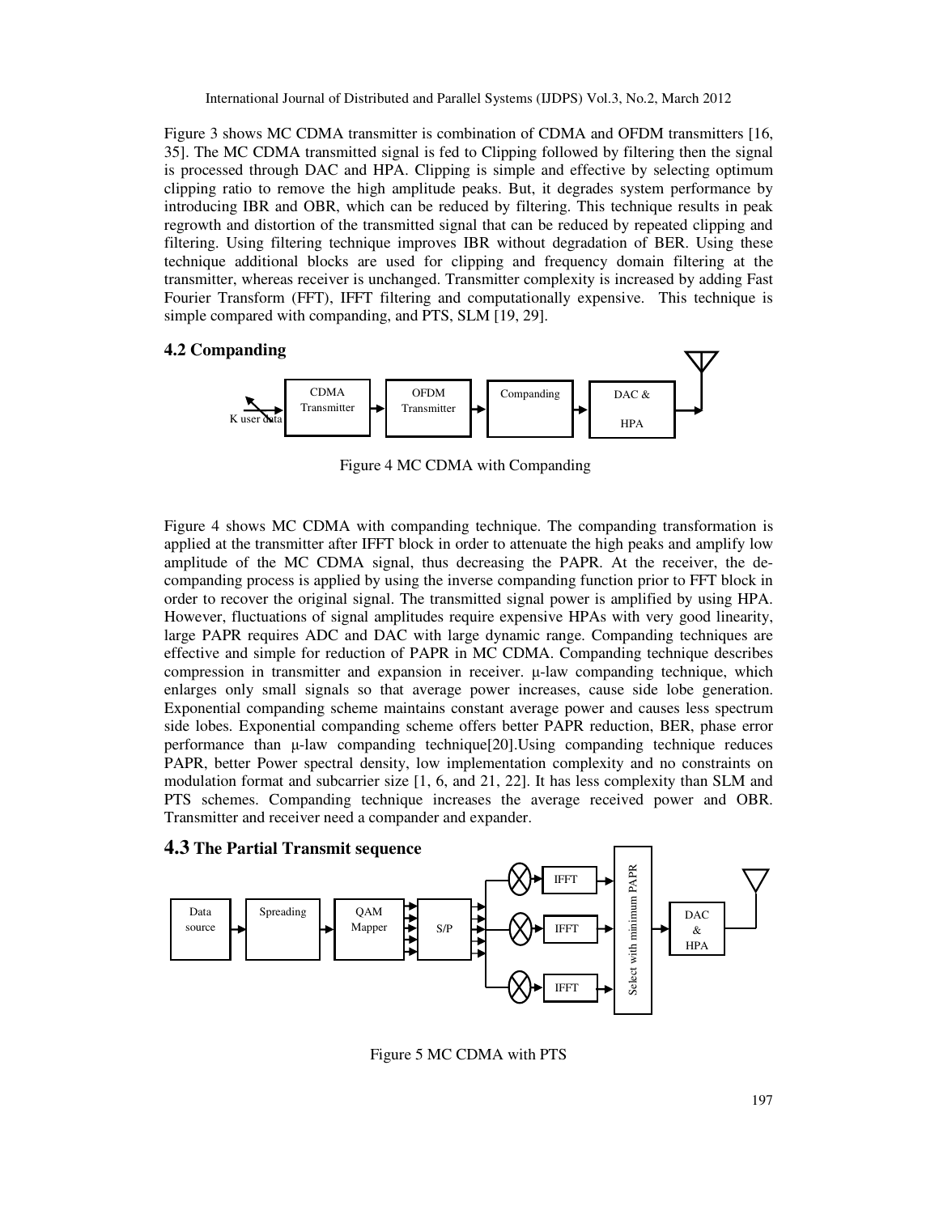Figure 3 shows MC CDMA transmitter is combination of CDMA and OFDM transmitters [16, 35]. The MC CDMA transmitted signal is fed to Clipping followed by filtering then the signal is processed through DAC and HPA. Clipping is simple and effective by selecting optimum clipping ratio to remove the high amplitude peaks. But, it degrades system performance by introducing IBR and OBR, which can be reduced by filtering. This technique results in peak regrowth and distortion of the transmitted signal that can be reduced by repeated clipping and filtering. Using filtering technique improves IBR without degradation of BER. Using these technique additional blocks are used for clipping and frequency domain filtering at the transmitter, whereas receiver is unchanged. Transmitter complexity is increased by adding Fast Fourier Transform (FFT), IFFT filtering and computationally expensive. This technique is simple compared with companding, and PTS, SLM [19, 29].

### 4.2 Companding

K user data

CDMA Transmitter

OFDM Transmitter

Companding

DAC & HPA

Figure 4 MC CDMA with Companding

Figure 4 shows MC CDMA with companding technique. The companding transformation is applied at the transmitter after IFFT block in order to attenuate the high peaks and amplify low amplitude of the MC CDMA signal, thus decreasing the PAPR. At the receiver, the de-companding process is applied by using the inverse companding function prior to FFT block in order to recover the original signal. The transmitted signal power is amplified by using HPA. However, fluctuations of signal amplitudes require expensive HPAs with very good linearity, large PAPR requires ADC and DAC with large dynamic range. Companding techniques are effective and simple for reduction of PAPR in MC CDMA. Companding technique describes compression in transmitter and expansion in receiver. µ-law companding technique, which enlarges only small signals so that average power increases, cause side lobe generation. Exponential companding scheme maintains constant average power and causes less spectrum side lobes. Exponential companding scheme offers better PAPR reduction, BER, phase error performance than µ-law companding technique[20].Using companding technique reduces PAPR, better Power spectral density, low implementation complexity and no constraints on modulation format and subcarrier size [1, 6, and 21, 22]. It has less complexity than SLM and PTS schemes. Companding technique increases the average received power and OBR. Transmitter and receiver need a compander and expander.

### 4.3 The Partial Transmit sequence

Data source

Spreading

QAM Mapper

S/P

IFFT

IFFT

IFFT

Select with minimum PAPR

DAC & HPA

Figure 5 MC CDMA with PTS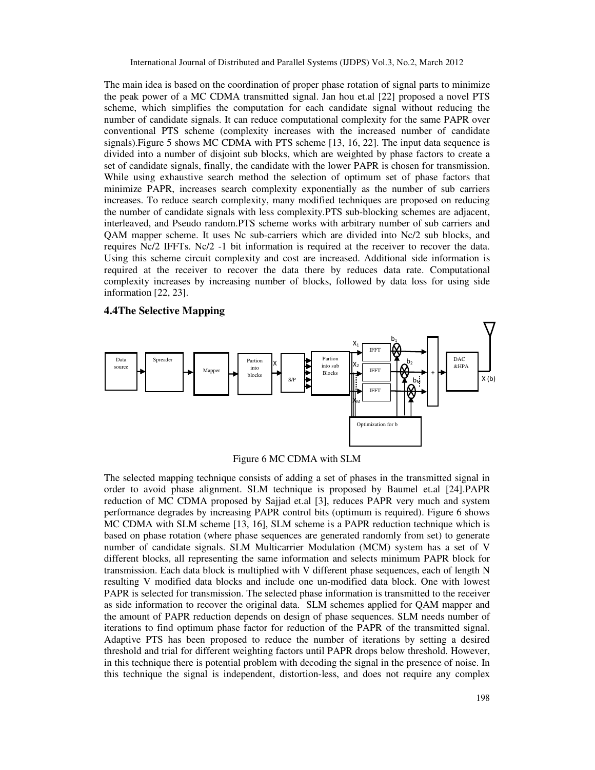The main idea is based on the coordination of proper phase rotation of signal parts to minimize the peak power of a MC CDMA transmitted signal. Jan hou et.al [22] proposed a novel PTS scheme, which simplifies the computation for each candidate signal without reducing the number of candidate signals. It can reduce computational complexity for the same PAPR over conventional PTS scheme (complexity increases with the increased number of candidate signals).Figure 5 shows MC CDMA with PTS scheme [13, 16, 22]. The input data sequence is divided into a number of disjoint sub blocks, which are weighted by phase factors to create a set of candidate signals, finally, the candidate with the lower PAPR is chosen for transmission. While using exhaustive search method the selection of optimum set of phase factors that minimize PAPR, increases search complexity exponentially as the number of sub carriers increases. To reduce search complexity, many modified techniques are proposed on reducing the number of candidate signals with less complexity.PTS sub-blocking schemes are adjacent, interleaved, and Pseudo random.PTS scheme works with arbitrary number of sub carriers and QAM mapper scheme. It uses Nc sub-carriers which are divided into Nc/2 sub blocks, and requires Nc/2 IFFTs. Nc/2 -1 bit information is required at the receiver to recover the data. Using this scheme circuit complexity and cost are increased. Additional side information is required at the receiver to recover the data there by reduces data rate. Computational complexity increases by increasing number of blocks, followed by data loss for using side information [22, 23].

### 4.4The Selective Mapping

Data source
Spreader
Mapper
Partion into blocks
X
S/P
Partion into sub Blocks
$X_1$
$X_2$
$X_M$
IFFT
IFFT
IFFT
$b_1$
$b_2$
$b_N$
+
DAC &HPA
X (b)
Optimization for b

Figure 6 MC CDMA with SLM

The selected mapping technique consists of adding a set of phases in the transmitted signal in order to avoid phase alignment. SLM technique is proposed by Baumel et.al [24].PAPR reduction of MC CDMA proposed by Sajjad et.al [3], reduces PAPR very much and system performance degrades by increasing PAPR control bits (optimum is required). Figure 6 shows MC CDMA with SLM scheme [13, 16], SLM scheme is a PAPR reduction technique which is based on phase rotation (where phase sequences are generated randomly from set) to generate number of candidate signals. SLM Multicarrier Modulation (MCM) system has a set of V different blocks, all representing the same information and selects minimum PAPR block for transmission. Each data block is multiplied with V different phase sequences, each of length N resulting V modified data blocks and include one un-modified data block. One with lowest PAPR is selected for transmission. The selected phase information is transmitted to the receiver as side information to recover the original data. SLM schemes applied for QAM mapper and the amount of PAPR reduction depends on design of phase sequences. SLM needs number of iterations to find optimum phase factor for reduction of the PAPR of the transmitted signal. Adaptive PTS has been proposed to reduce the number of iterations by setting a desired threshold and trial for different weighting factors until PAPR drops below threshold. However, in this technique there is potential problem with decoding the signal in the presence of noise. In this technique the signal is independent, distortion-less, and does not require any complex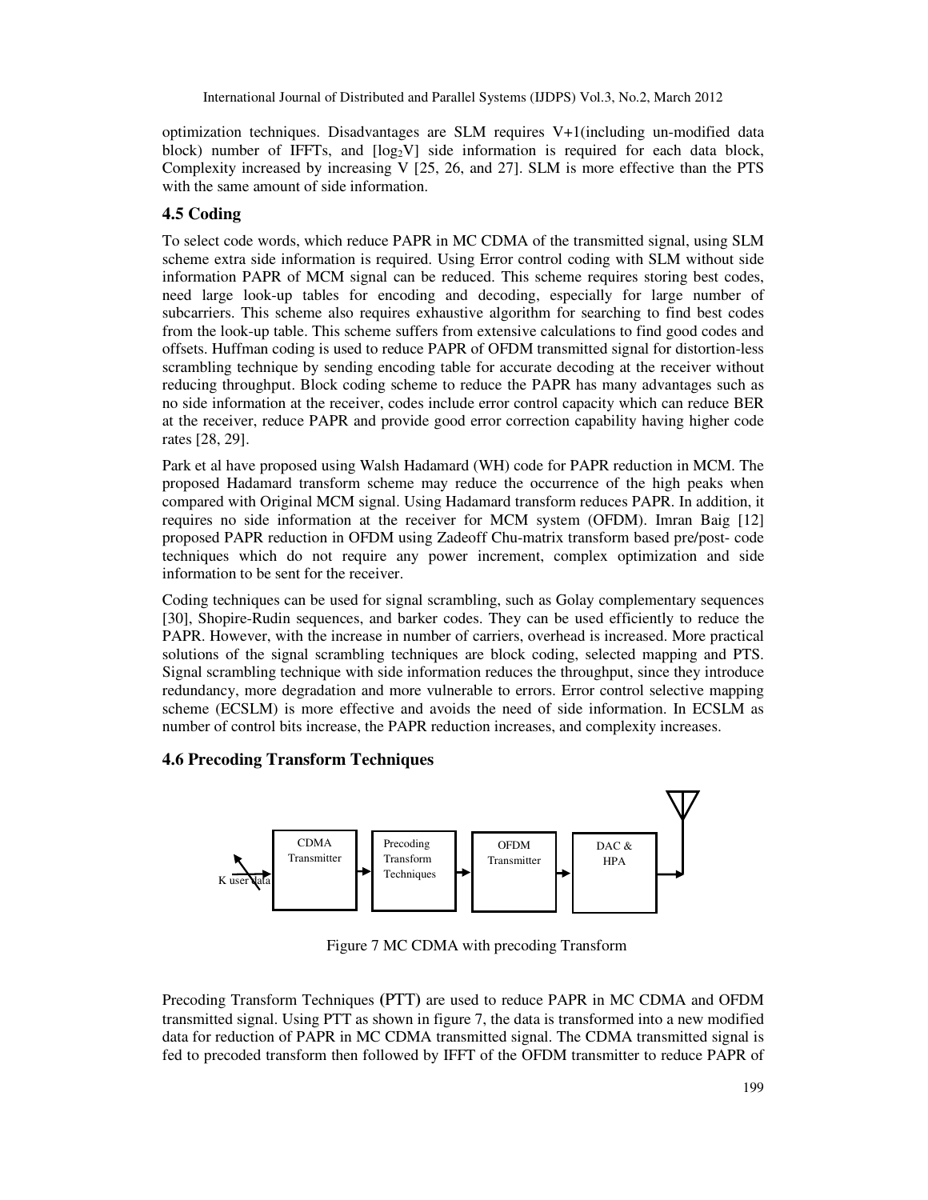optimization techniques. Disadvantages are SLM requires V+1(including un-modified data block) number of IFFTs, and [$\log_2 V$] side information is required for each data block, Complexity increased by increasing V [25, 26, and 27]. SLM is more effective than the PTS with the same amount of side information.

### 4.5 Coding

To select code words, which reduce PAPR in MC CDMA of the transmitted signal, using SLM scheme extra side information is required. Using Error control coding with SLM without side information PAPR of MCM signal can be reduced. This scheme requires storing best codes, need large look-up tables for encoding and decoding, especially for large number of subcarriers. This scheme also requires exhaustive algorithm for searching to find best codes from the look-up table. This scheme suffers from extensive calculations to find good codes and offsets. Huffman coding is used to reduce PAPR of OFDM transmitted signal for distortion-less scrambling technique by sending encoding table for accurate decoding at the receiver without reducing throughput. Block coding scheme to reduce the PAPR has many advantages such as no side information at the receiver, codes include error control capacity which can reduce BER at the receiver, reduce PAPR and provide good error correction capability having higher code rates [28, 29].

Park et al have proposed using Walsh Hadamard (WH) code for PAPR reduction in MCM. The proposed Hadamard transform scheme may reduce the occurrence of the high peaks when compared with Original MCM signal. Using Hadamard transform reduces PAPR. In addition, it requires no side information at the receiver for MCM system (OFDM). Imran Baig [12] proposed PAPR reduction in OFDM using Zadeoff Chu-matrix transform based pre/post- code techniques which do not require any power increment, complex optimization and side information to be sent for the receiver.

Coding techniques can be used for signal scrambling, such as Golay complementary sequences [30], Shopire-Rudin sequences, and barker codes. They can be used efficiently to reduce the PAPR. However, with the increase in number of carriers, overhead is increased. More practical solutions of the signal scrambling techniques are block coding, selected mapping and PTS. Signal scrambling technique with side information reduces the throughput, since they introduce redundancy, more degradation and more vulnerable to errors. Error control selective mapping scheme (ECSLM) is more effective and avoids the need of side information. In ECSLM as number of control bits increase, the PAPR reduction increases, and complexity increases.

### 4.6 Precoding Transform Techniques

K user data

CDMA Transmitter

Precoding Transform Techniques

OFDM Transmitter

DAC & HPA

Figure 7 MC CDMA with precoding Transform

Precoding Transform Techniques (PTT) are used to reduce PAPR in MC CDMA and OFDM transmitted signal. Using PTT as shown in figure 7, the data is transformed into a new modified data for reduction of PAPR in MC CDMA transmitted signal. The CDMA transmitted signal is fed to precoded transform then followed by IFFT of the OFDM transmitter to reduce PAPR of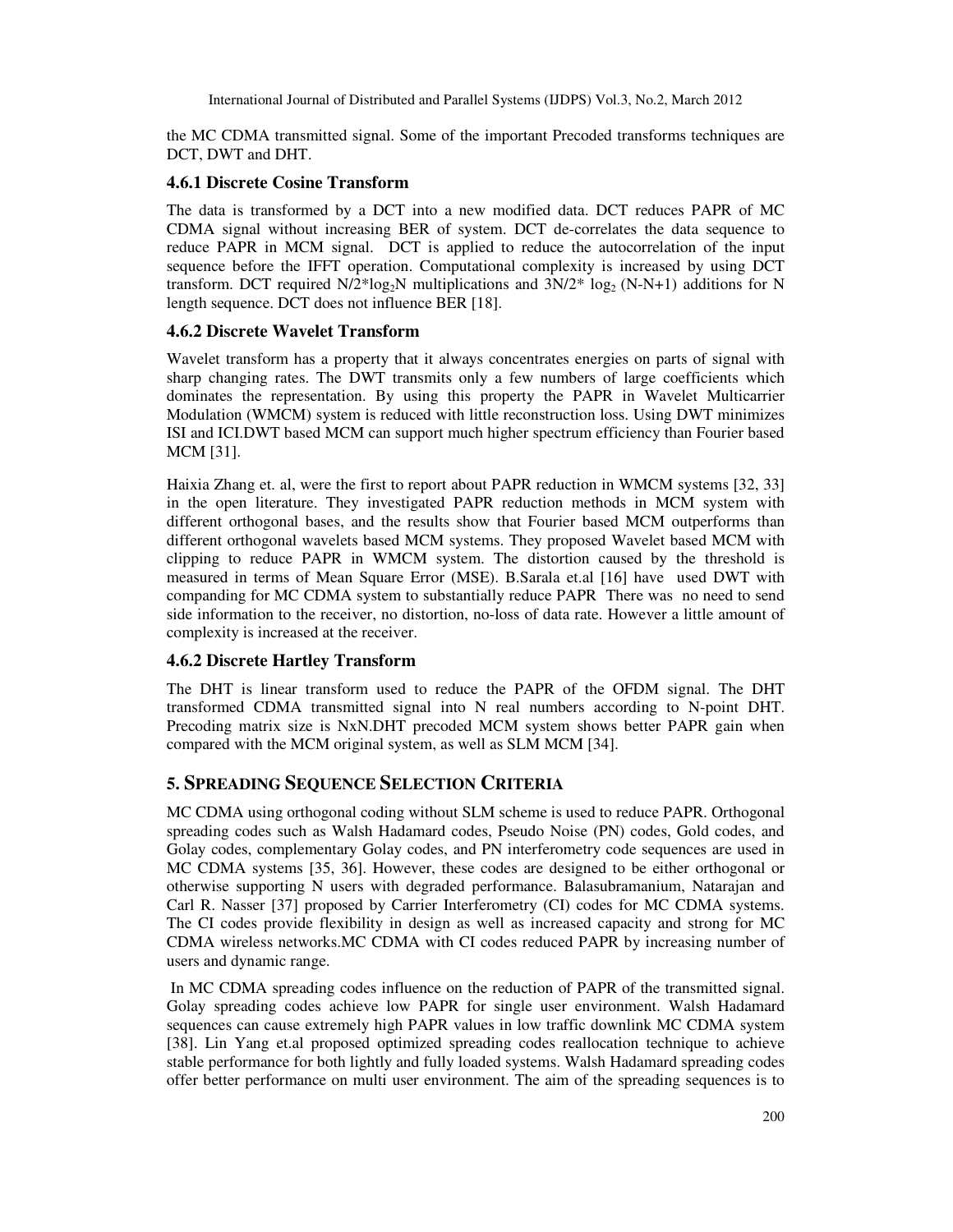the MC CDMA transmitted signal. Some of the important Precoded transforms techniques are DCT, DWT and DHT.

### 4.6.1 Discrete Cosine Transform

The data is transformed by a DCT into a new modified data. DCT reduces PAPR of MC CDMA signal without increasing BER of system. DCT de-correlates the data sequence to reduce PAPR in MCM signal. DCT is applied to reduce the autocorrelation of the input sequence before the IFFT operation. Computational complexity is increased by using DCT transform. DCT required $N/2*\log_2 N$ multiplications and $3N/2*\log_2 (N\text{-}N+1)$ additions for N length sequence. DCT does not influence BER [18].

### 4.6.2 Discrete Wavelet Transform

Wavelet transform has a property that it always concentrates energies on parts of signal with sharp changing rates. The DWT transmits only a few numbers of large coefficients which dominates the representation. By using this property the PAPR in Wavelet Multicarrier Modulation (WMCM) system is reduced with little reconstruction loss. Using DWT minimizes ISI and ICI.DWT based MCM can support much higher spectrum efficiency than Fourier based MCM [31].

Haixia Zhang et. al, were the first to report about PAPR reduction in WMCM systems [32, 33] in the open literature. They investigated PAPR reduction methods in MCM system with different orthogonal bases, and the results show that Fourier based MCM outperforms than different orthogonal wavelets based MCM systems. They proposed Wavelet based MCM with clipping to reduce PAPR in WMCM system. The distortion caused by the threshold is measured in terms of Mean Square Error (MSE). B.Sarala et.al [16] have used DWT with companding for MC CDMA system to substantially reduce PAPR There was no need to send side information to the receiver, no distortion, no-loss of data rate. However a little amount of complexity is increased at the receiver.

### 4.6.2 Discrete Hartley Transform

The DHT is linear transform used to reduce the PAPR of the OFDM signal. The DHT transformed CDMA transmitted signal into N real numbers according to N-point DHT. Precoding matrix size is NxN.DHT precoded MCM system shows better PAPR gain when compared with the MCM original system, as well as SLM MCM [34].

## 5. Spreading Sequence Selection Criteria

MC CDMA using orthogonal coding without SLM scheme is used to reduce PAPR. Orthogonal spreading codes such as Walsh Hadamard codes, Pseudo Noise (PN) codes, Gold codes, and Golay codes, complementary Golay codes, and PN interferometry code sequences are used in MC CDMA systems [35, 36]. However, these codes are designed to be either orthogonal or otherwise supporting N users with degraded performance. Balasubramanium, Natarajan and Carl R. Nasser [37] proposed by Carrier Interferometry (CI) codes for MC CDMA systems. The CI codes provide flexibility in design as well as increased capacity and strong for MC CDMA wireless networks.MC CDMA with CI codes reduced PAPR by increasing number of users and dynamic range.

In MC CDMA spreading codes influence on the reduction of PAPR of the transmitted signal. Golay spreading codes achieve low PAPR for single user environment. Walsh Hadamard sequences can cause extremely high PAPR values in low traffic downlink MC CDMA system [38]. Lin Yang et.al proposed optimized spreading codes reallocation technique to achieve stable performance for both lightly and fully loaded systems. Walsh Hadamard spreading codes offer better performance on multi user environment. The aim of the spreading sequences is to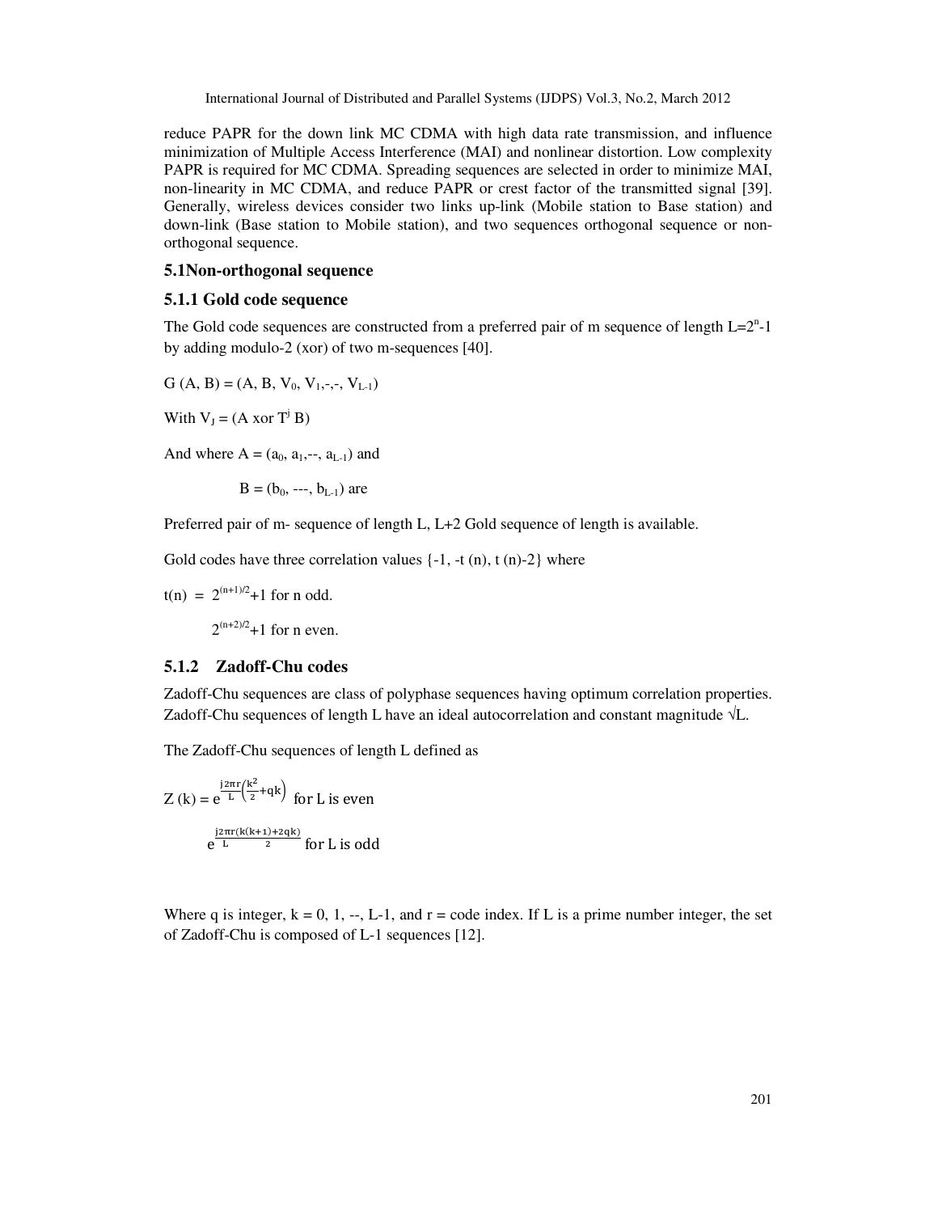reduce PAPR for the down link MC CDMA with high data rate transmission, and influence minimization of Multiple Access Interference (MAI) and nonlinear distortion. Low complexity PAPR is required for MC CDMA. Spreading sequences are selected in order to minimize MAI, non-linearity in MC CDMA, and reduce PAPR or crest factor of the transmitted signal [39]. Generally, wireless devices consider two links up-link (Mobile station to Base station) and down-link (Base station to Mobile station), and two sequences orthogonal sequence or non-orthogonal sequence.

### 5.1Non-orthogonal sequence

### 5.1.1 Gold code sequence

The Gold code sequences are constructed from a preferred pair of m sequence of length $L=2^n-1$ by adding modulo-2 (xor) of two m-sequences [40].

$G(A, B) = (A, B, V_0, V_1,-,-, V_{L-1})$

With $V_J = (A \text{ xor } T^j B)$

And where $A = (a_0, a_1,--, a_{L-1})$ and

$B = (b_0, ---, b_{L-1})$ are

Preferred pair of m- sequence of length L, L+2 Gold sequence of length is available.

Gold codes have three correlation values {-1, -t (n), t (n)-2} where

$t(n) = 2^{(n+1)/2}+1$ for n odd.

$2^{(n+2)/2}+1$ for n even.

### 5.1.2 Zadoff-Chu codes

Zadoff-Chu sequences are class of polyphase sequences having optimum correlation properties. Zadoff-Chu sequences of length L have an ideal autocorrelation and constant magnitude $\sqrt{L}$.

The Zadoff-Chu sequences of length L defined as

$$Z(k) = e^{\frac{j2\pi r}{L}\left(\frac{k^2}{2}+qk\right)} \text{ for L is even}$$

$$e^{\frac{j2\pi r}{L}\frac{(k(k+1)+2qk)}{2}} \text{ for L is odd}$$

Where q is integer, k = 0, 1, --, L-1, and r = code index. If L is a prime number integer, the set of Zadoff-Chu is composed of L-1 sequences [12].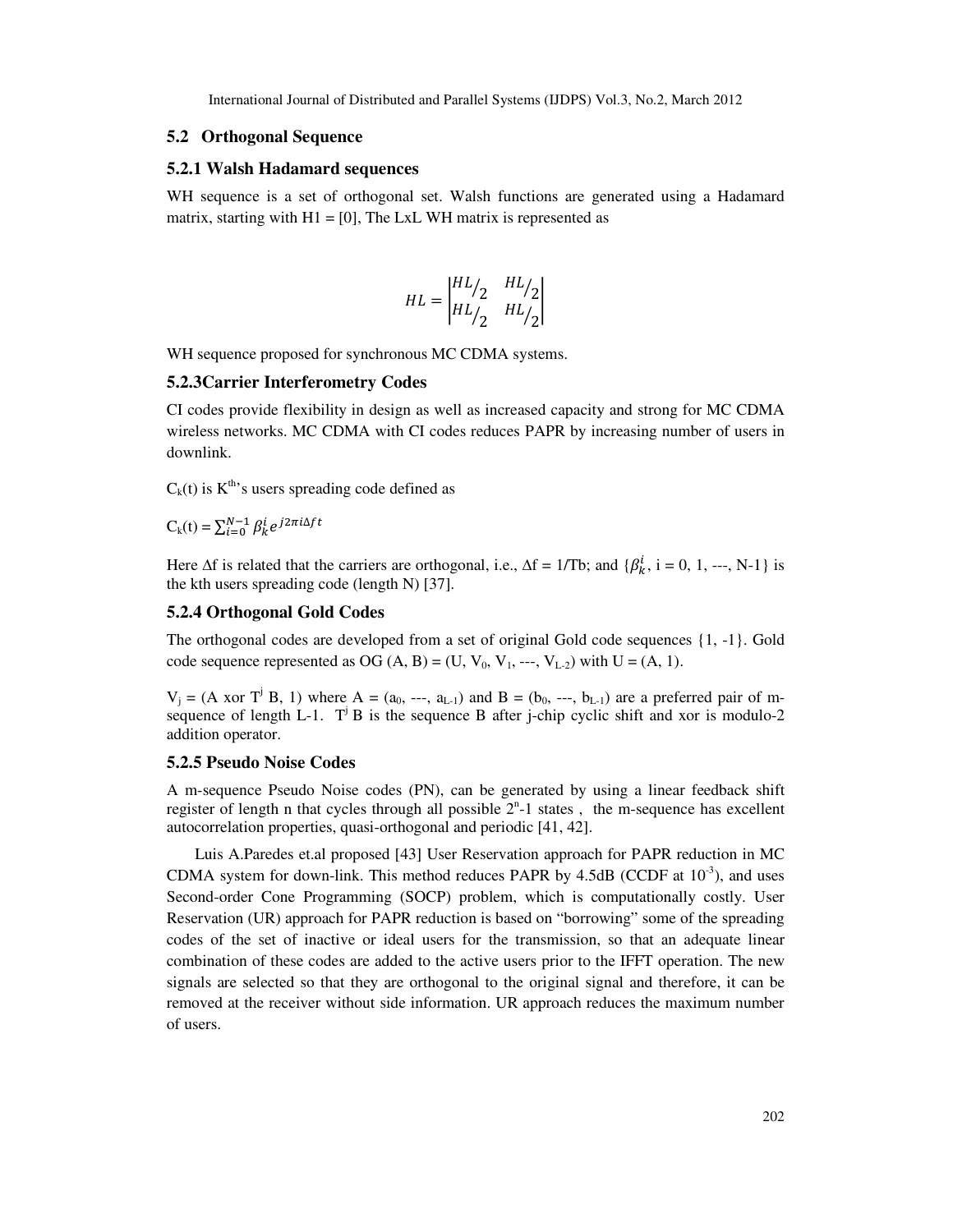### 5.2 Orthogonal Sequence

#### 5.2.1 Walsh Hadamard sequences

WH sequence is a set of orthogonal set. Walsh functions are generated using a Hadamard matrix, starting with H1 = [0], The LxL WH matrix is represented as

$$HL = \begin{vmatrix} HL/_2 & HL/_2 \\ HL/_2 & HL/_2 \end{vmatrix}$$

WH sequence proposed for synchronous MC CDMA systems.

#### 5.2.3Carrier Interferometry Codes

CI codes provide flexibility in design as well as increased capacity and strong for MC CDMA wireless networks. MC CDMA with CI codes reduces PAPR by increasing number of users in downlink.

$C_k(t)$ is $K^{th}$'s users spreading code defined as

$C_k(t) = \sum_{i=0}^{N-1} \beta_k^i e^{j2\pi i\Delta f t}$

Here Δf is related that the carriers are orthogonal, i.e., Δf = 1/Tb; and $\{\beta_k^i$, i = 0, 1, ---, N-1$\}$ is the kth users spreading code (length N) [37].

#### 5.2.4 Orthogonal Gold Codes

The orthogonal codes are developed from a set of original Gold code sequences {1, -1}. Gold code sequence represented as OG (A, B) = (U, $V_0$, $V_1$, ---, $V_{L-2}$) with U = (A, 1).

$V_j$ = (A xor $T^j$ B, 1) where A = ($a_0$, ---, $a_{L-1}$) and B = ($b_0$, ---, $b_{L-1}$) are a preferred pair of m-sequence of length L-1. $T^j$ B is the sequence B after j-chip cyclic shift and xor is modulo-2 addition operator.

#### 5.2.5 Pseudo Noise Codes

A m-sequence Pseudo Noise codes (PN), can be generated by using a linear feedback shift register of length n that cycles through all possible $2^n$-1 states , the m-sequence has excellent autocorrelation properties, quasi-orthogonal and periodic [41, 42].

Luis A.Paredes et.al proposed [43] User Reservation approach for PAPR reduction in MC CDMA system for down-link. This method reduces PAPR by 4.5dB (CCDF at $10^{-3}$), and uses Second-order Cone Programming (SOCP) problem, which is computationally costly. User Reservation (UR) approach for PAPR reduction is based on "borrowing" some of the spreading codes of the set of inactive or ideal users for the transmission, so that an adequate linear combination of these codes are added to the active users prior to the IFFT operation. The new signals are selected so that they are orthogonal to the original signal and therefore, it can be removed at the receiver without side information. UR approach reduces the maximum number of users.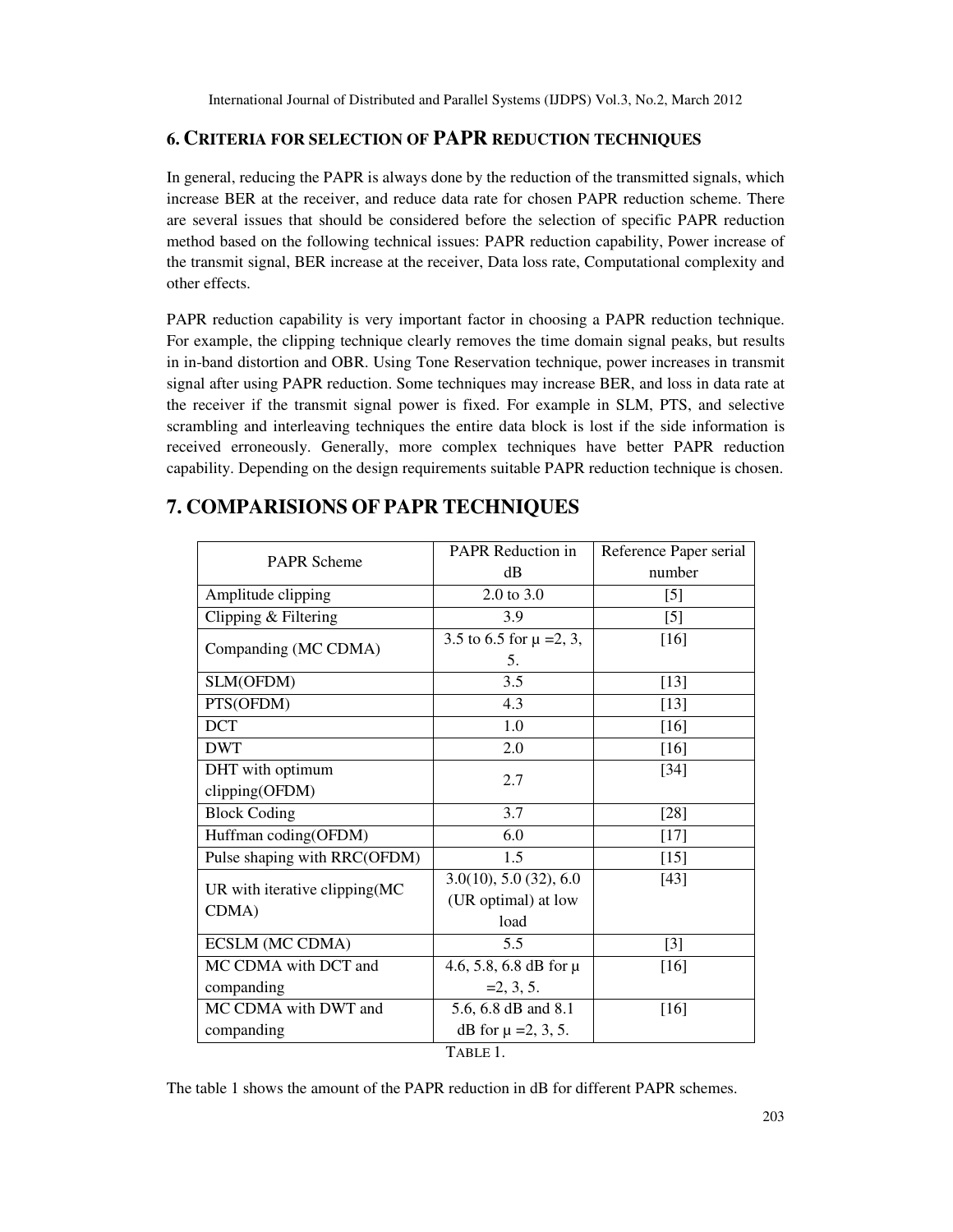## 6. Criteria for selection of PAPR reduction techniques

In general, reducing the PAPR is always done by the reduction of the transmitted signals, which increase BER at the receiver, and reduce data rate for chosen PAPR reduction scheme. There are several issues that should be considered before the selection of specific PAPR reduction method based on the following technical issues: PAPR reduction capability, Power increase of the transmit signal, BER increase at the receiver, Data loss rate, Computational complexity and other effects.

PAPR reduction capability is very important factor in choosing a PAPR reduction technique. For example, the clipping technique clearly removes the time domain signal peaks, but results in in-band distortion and OBR. Using Tone Reservation technique, power increases in transmit signal after using PAPR reduction. Some techniques may increase BER, and loss in data rate at the receiver if the transmit signal power is fixed. For example in SLM, PTS, and selective scrambling and interleaving techniques the entire data block is lost if the side information is received erroneously. Generally, more complex techniques have better PAPR reduction capability. Depending on the design requirements suitable PAPR reduction technique is chosen.

# 7. COMPARISIONS OF PAPR TECHNIQUES

| PAPR Scheme | PAPR Reduction in dB | Reference Paper serial number |
|---|---|---|
| Amplitude clipping | 2.0 to 3.0 | [5] |
| Clipping & Filtering | 3.9 | [5] |
| Companding (MC CDMA) | 3.5 to 6.5 for $\mu$ =2, 3, 5. | [16] |
| SLM(OFDM) | 3.5 | [13] |
| PTS(OFDM) | 4.3 | [13] |
| DCT | 1.0 | [16] |
| DWT | 2.0 | [16] |
| DHT with optimum clipping(OFDM) | 2.7 | [34] |
| Block Coding | 3.7 | [28] |
| Huffman coding(OFDM) | 6.0 | [17] |
| Pulse shaping with RRC(OFDM) | 1.5 | [15] |
| UR with iterative clipping(MC CDMA) | 3.0(10), 5.0 (32), 6.0 (UR optimal) at low load | [43] |
| ECSLM (MC CDMA) | 5.5 | [3] |
| MC CDMA with DCT and companding | 4.6, 5.8, 6.8 dB for $\mu$ =2, 3, 5. | [16] |
| MC CDMA with DWT and companding | 5.6, 6.8 dB and 8.1 dB for $\mu$ =2, 3, 5. | [16] |

TABLE 1.

The table 1 shows the amount of the PAPR reduction in dB for different PAPR schemes.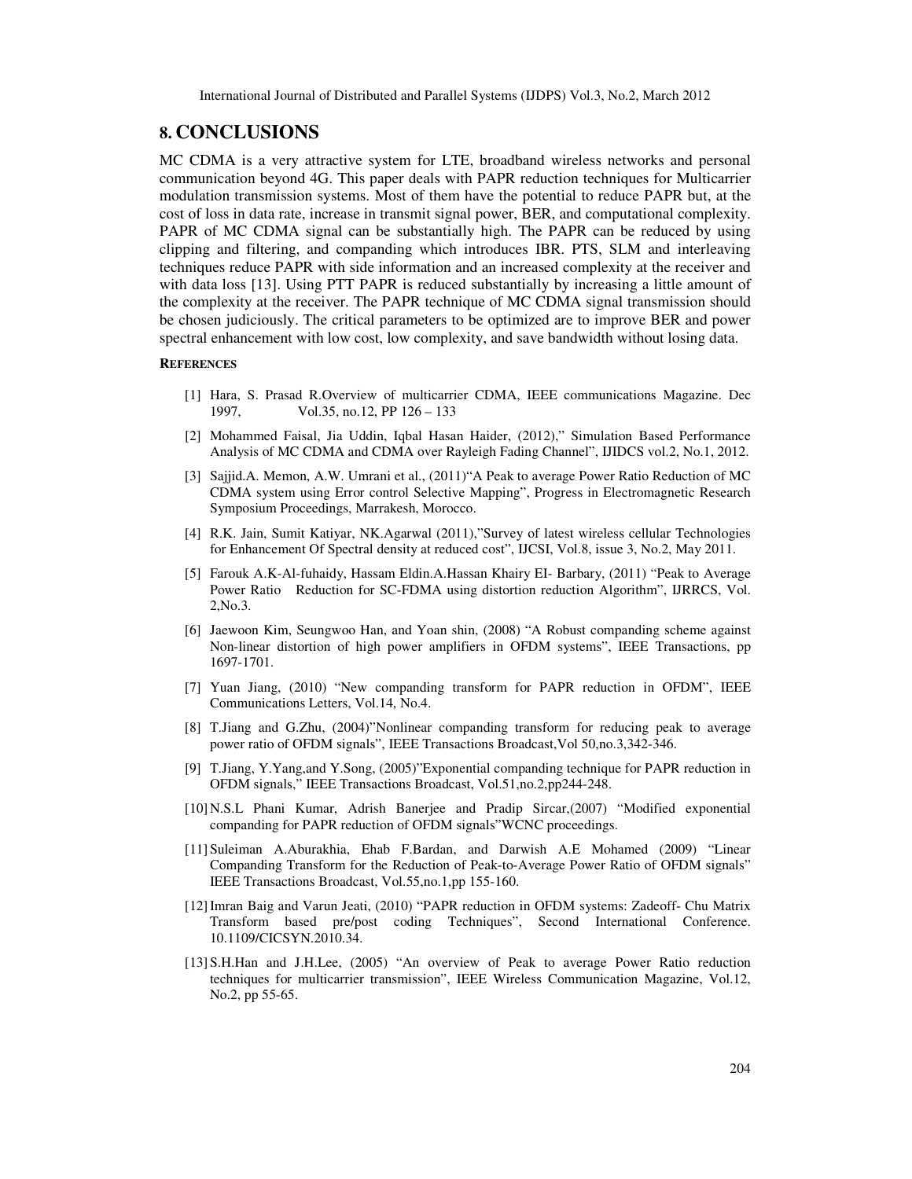## 8. CONCLUSIONS

MC CDMA is a very attractive system for LTE, broadband wireless networks and personal communication beyond 4G. This paper deals with PAPR reduction techniques for Multicarrier modulation transmission systems. Most of them have the potential to reduce PAPR but, at the cost of loss in data rate, increase in transmit signal power, BER, and computational complexity. PAPR of MC CDMA signal can be substantially high. The PAPR can be reduced by using clipping and filtering, and companding which introduces IBR. PTS, SLM and interleaving techniques reduce PAPR with side information and an increased complexity at the receiver and with data loss [13]. Using PTT PAPR is reduced substantially by increasing a little amount of the complexity at the receiver. The PAPR technique of MC CDMA signal transmission should be chosen judiciously. The critical parameters to be optimized are to improve BER and power spectral enhancement with low cost, low complexity, and save bandwidth without losing data.

**REFERENCES**

[1] Hara, S. Prasad R.Overview of multicarrier CDMA, IEEE communications Magazine. Dec 1997, Vol.35, no.12, PP 126 – 133

[2] Mohammed Faisal, Jia Uddin, Iqbal Hasan Haider, (2012)," Simulation Based Performance Analysis of MC CDMA and CDMA over Rayleigh Fading Channel", IJIDCS vol.2, No.1, 2012.

[3] Sajjid.A. Memon, A.W. Umrani et al., (2011)"A Peak to average Power Ratio Reduction of MC CDMA system using Error control Selective Mapping", Progress in Electromagnetic Research Symposium Proceedings, Marrakesh, Morocco.

[4] R.K. Jain, Sumit Katiyar, NK.Agarwal (2011),"Survey of latest wireless cellular Technologies for Enhancement Of Spectral density at reduced cost", IJCSI, Vol.8, issue 3, No.2, May 2011.

[5] Farouk A.K-Al-fuhaidy, Hassam Eldin.A.Hassan Khairy EI- Barbary, (2011) "Peak to Average Power Ratio Reduction for SC-FDMA using distortion reduction Algorithm", IJRRCS, Vol. 2,No.3.

[6] Jaewoon Kim, Seungwoo Han, and Yoan shin, (2008) "A Robust companding scheme against Non-linear distortion of high power amplifiers in OFDM systems", IEEE Transactions, pp 1697-1701.

[7] Yuan Jiang, (2010) "New companding transform for PAPR reduction in OFDM", IEEE Communications Letters, Vol.14, No.4.

[8] T.Jiang and G.Zhu, (2004)"Nonlinear companding transform for reducing peak to average power ratio of OFDM signals", IEEE Transactions Broadcast,Vol 50,no.3,342-346.

[9] T.Jiang, Y.Yang,and Y.Song, (2005)"Exponential companding technique for PAPR reduction in OFDM signals," IEEE Transactions Broadcast, Vol.51,no.2,pp244-248.

[10] N.S.L Phani Kumar, Adrish Banerjee and Pradip Sircar,(2007) "Modified exponential companding for PAPR reduction of OFDM signals"WCNC proceedings.

[11] Suleiman A.Aburakhia, Ehab F.Bardan, and Darwish A.E Mohamed (2009) "Linear Companding Transform for the Reduction of Peak-to-Average Power Ratio of OFDM signals" IEEE Transactions Broadcast, Vol.55,no.1,pp 155-160.

[12] Imran Baig and Varun Jeati, (2010) "PAPR reduction in OFDM systems: Zadeoff- Chu Matrix Transform based pre/post coding Techniques", Second International Conference. 10.1109/CICSYN.2010.34.

[13] S.H.Han and J.H.Lee, (2005) "An overview of Peak to average Power Ratio reduction techniques for multicarrier transmission", IEEE Wireless Communication Magazine, Vol.12, No.2, pp 55-65.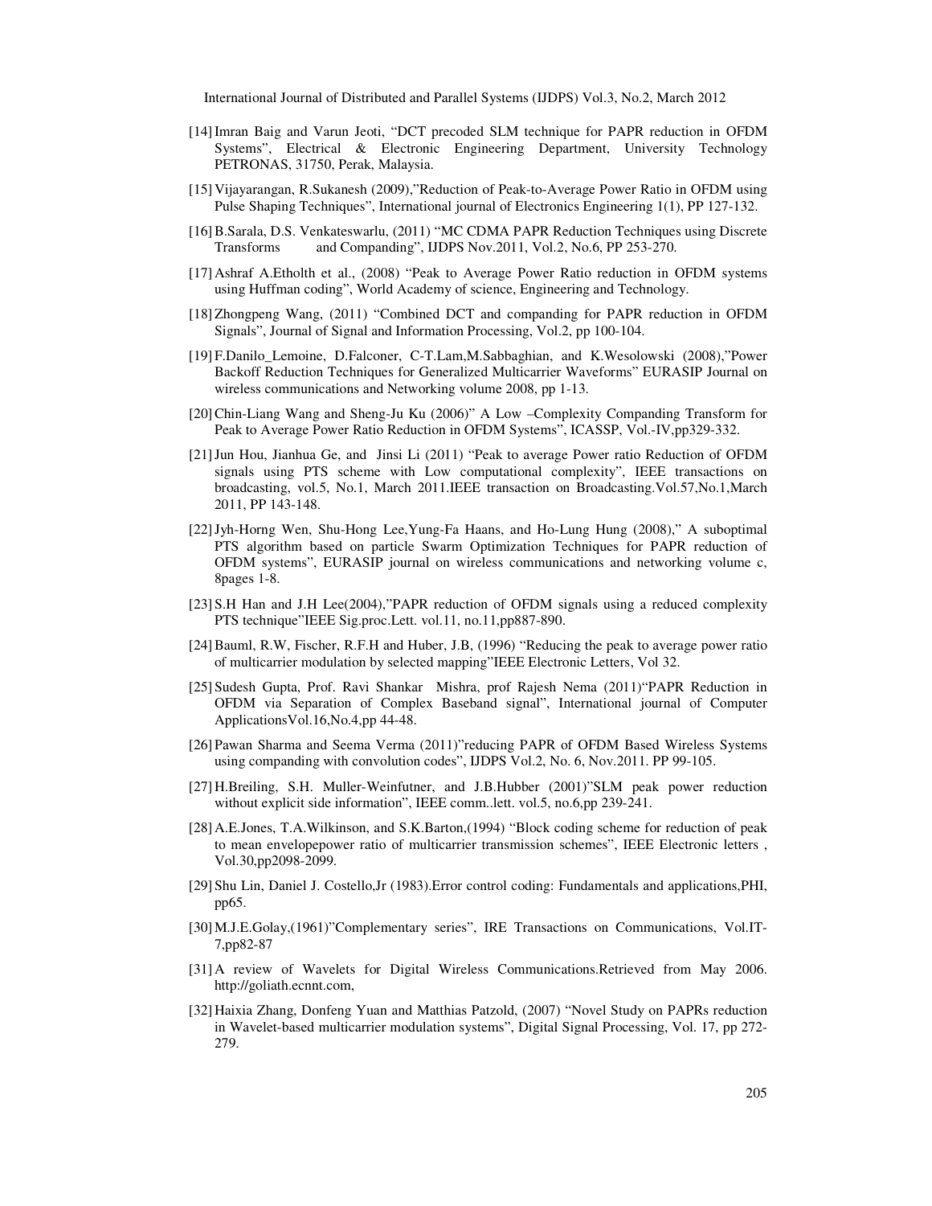[14] Imran Baig and Varun Jeoti, "DCT precoded SLM technique for PAPR reduction in OFDM Systems", Electrical & Electronic Engineering Department, University Technology PETRONAS, 31750, Perak, Malaysia.

[15] Vijayarangan, R.Sukanesh (2009),"Reduction of Peak-to-Average Power Ratio in OFDM using Pulse Shaping Techniques", International journal of Electronics Engineering 1(1), PP 127-132.

[16] B.Sarala, D.S. Venkateswarlu, (2011) "MC CDMA PAPR Reduction Techniques using Discrete Transforms and Companding", IJDPS Nov.2011, Vol.2, No.6, PP 253-270.

[17] Ashraf A.Etholth et al., (2008) "Peak to Average Power Ratio reduction in OFDM systems using Huffman coding", World Academy of science, Engineering and Technology.

[18] Zhongpeng Wang, (2011) "Combined DCT and companding for PAPR reduction in OFDM Signals", Journal of Signal and Information Processing, Vol.2, pp 100-104.

[19] F.Danilo_Lemoine, D.Falconer, C-T.Lam,M.Sabbaghian, and K.Wesolowski (2008),"Power Backoff Reduction Techniques for Generalized Multicarrier Waveforms" EURASIP Journal on wireless communications and Networking volume 2008, pp 1-13.

[20] Chin-Liang Wang and Sheng-Ju Ku (2006)" A Low –Complexity Companding Transform for Peak to Average Power Ratio Reduction in OFDM Systems", ICASSP, Vol.-IV,pp329-332.

[21] Jun Hou, Jianhua Ge, and Jinsi Li (2011) "Peak to average Power ratio Reduction of OFDM signals using PTS scheme with Low computational complexity", IEEE transactions on broadcasting, vol.5, No.1, March 2011.IEEE transaction on Broadcasting.Vol.57,No.1,March 2011, PP 143-148.

[22] Jyh-Horng Wen, Shu-Hong Lee,Yung-Fa Haans, and Ho-Lung Hung (2008)," A suboptimal PTS algorithm based on particle Swarm Optimization Techniques for PAPR reduction of OFDM systems", EURASIP journal on wireless communications and networking volume c, 8pages 1-8.

[23] S.H Han and J.H Lee(2004),"PAPR reduction of OFDM signals using a reduced complexity PTS technique"IEEE Sig.proc.Lett. vol.11, no.11,pp887-890.

[24] Bauml, R.W, Fischer, R.F.H and Huber, J.B, (1996) "Reducing the peak to average power ratio of multicarrier modulation by selected mapping"IEEE Electronic Letters, Vol 32.

[25] Sudesh Gupta, Prof. Ravi Shankar Mishra, prof Rajesh Nema (2011)"PAPR Reduction in OFDM via Separation of Complex Baseband signal", International journal of Computer ApplicationsVol.16,No.4,pp 44-48.

[26] Pawan Sharma and Seema Verma (2011)"reducing PAPR of OFDM Based Wireless Systems using companding with convolution codes", IJDPS Vol.2, No. 6, Nov.2011. PP 99-105.

[27] H.Breiling, S.H. Muller-Weinfutner, and J.B.Hubber (2001)"SLM peak power reduction without explicit side information", IEEE comm..lett. vol.5, no.6,pp 239-241.

[28] A.E.Jones, T.A.Wilkinson, and S.K.Barton,(1994) "Block coding scheme for reduction of peak to mean envelopepower ratio of multicarrier transmission schemes", IEEE Electronic letters , Vol.30,pp2098-2099.

[29] Shu Lin, Daniel J. Costello,Jr (1983).Error control coding: Fundamentals and applications,PHI, pp65.

[30] M.J.E.Golay,(1961)"Complementary series", IRE Transactions on Communications, Vol.IT-7,pp82-87

[31] A review of Wavelets for Digital Wireless Communications.Retrieved from May 2006. http://goliath.ecnnt.com,

[32] Haixia Zhang, Donfeng Yuan and Matthias Patzold, (2007) "Novel Study on PAPRs reduction in Wavelet-based multicarrier modulation systems", Digital Signal Processing, Vol. 17, pp 272-279.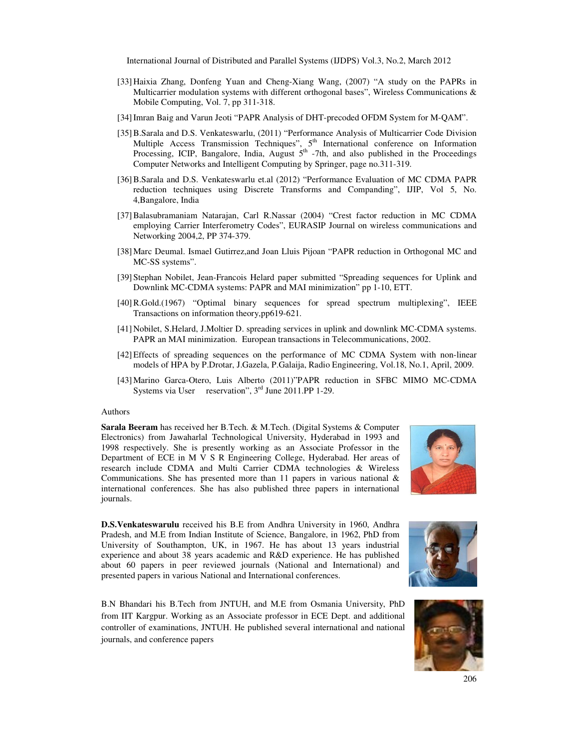[33] Haixia Zhang, Donfeng Yuan and Cheng-Xiang Wang, (2007) "A study on the PAPRs in Multicarrier modulation systems with different orthogonal bases", Wireless Communications & Mobile Computing, Vol. 7, pp 311-318.

[34] Imran Baig and Varun Jeoti "PAPR Analysis of DHT-precoded OFDM System for M-QAM".

[35] B.Sarala and D.S. Venkateswarlu, (2011) "Performance Analysis of Multicarrier Code Division Multiple Access Transmission Techniques", 5th International conference on Information Processing, ICIP, Bangalore, India, August 5th -7th, and also published in the Proceedings Computer Networks and Intelligent Computing by Springer, page no.311-319.

[36] B.Sarala and D.S. Venkateswarlu et.al (2012) "Performance Evaluation of MC CDMA PAPR reduction techniques using Discrete Transforms and Companding", IJIP, Vol 5, No. 4,Bangalore, India

[37] Balasubramaniam Natarajan, Carl R.Nassar (2004) "Crest factor reduction in MC CDMA employing Carrier Interferometry Codes", EURASIP Journal on wireless communications and Networking 2004,2, PP 374-379.

[38] Marc Deumal. Ismael Gutirrez,and Joan Lluis Pijoan "PAPR reduction in Orthogonal MC and MC-SS systems".

[39] Stephan Nobilet, Jean-Francois Helard paper submitted "Spreading sequences for Uplink and Downlink MC-CDMA systems: PAPR and MAI minimization" pp 1-10, ETT.

[40] R.Gold.(1967) "Optimal binary sequences for spread spectrum multiplexing", IEEE Transactions on information theory,pp619-621.

[41] Nobilet, S.Helard, J.Moltier D. spreading services in uplink and downlink MC-CDMA systems. PAPR an MAI minimization. European transactions in Telecommunications, 2002.

[42] Effects of spreading sequences on the performance of MC CDMA System with non-linear models of HPA by P.Drotar, J.Gazela, P.Galaija, Radio Engineering, Vol.18, No.1, April, 2009.

[43] Marino Garca-Otero, Luis Alberto (2011)"PAPR reduction in SFBC MIMO MC-CDMA Systems via User reservation", 3rd June 2011.PP 1-29.

Authors

**Sarala Beeram** has received her B.Tech. & M.Tech. (Digital Systems & Computer Electronics) from Jawaharlal Technological University, Hyderabad in 1993 and 1998 respectively. She is presently working as an Associate Professor in the Department of ECE in M V S R Engineering College, Hyderabad. Her areas of research include CDMA and Multi Carrier CDMA technologies & Wireless Communications. She has presented more than 11 papers in various national & international conferences. She has also published three papers in international journals.

**D.S.Venkateswarulu** received his B.E from Andhra University in 1960, Andhra Pradesh, and M.E from Indian Institute of Science, Bangalore, in 1962, PhD from University of Southampton, UK, in 1967. He has about 13 years industrial experience and about 38 years academic and R&D experience. He has published about 60 papers in peer reviewed journals (National and International) and presented papers in various National and International conferences.

B.N Bhandari his B.Tech from JNTUH, and M.E from Osmania University, PhD from IIT Kargpur. Working as an Associate professor in ECE Dept. and additional controller of examinations, JNTUH. He published several international and national journals, and conference papers